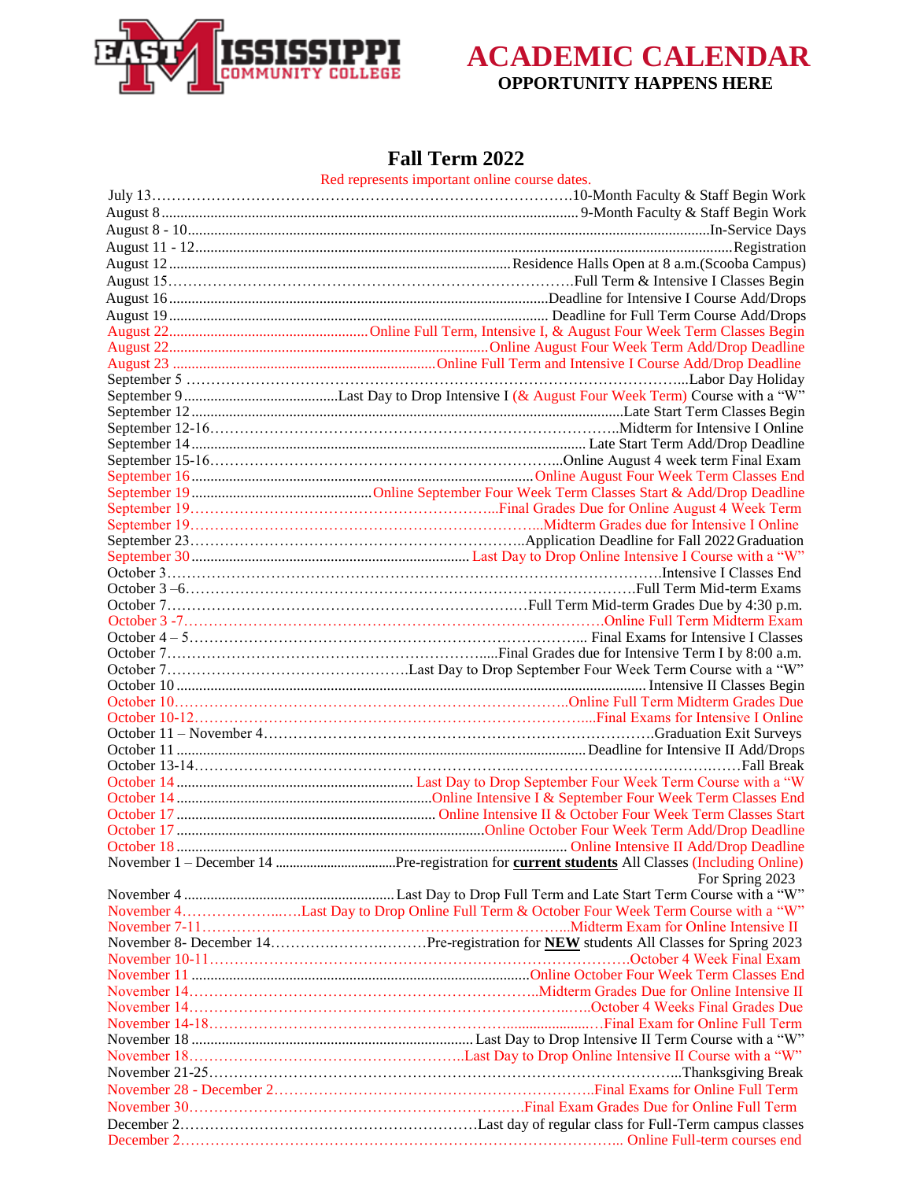# ACADEMIC CALENDAR

**OPPORTUNITY HAPPENS HERE**

## Fall Term 2022

Red represents important online course dates.

| Date | Event |
|---|---|
| July 13 | 10-Month Faculty & Staff Begin Work |
| August 8 | 9-Month Faculty & Staff Begin Work |
| August 8 - 10 | In-Service Days |
| August 11 - 12 | Registration |
| August 12 | Residence Halls Open at 8 a.m.(Scooba Campus) |
| August 15 | Full Term & Intensive I Classes Begin |
| August 16 | Deadline for Intensive I Course Add/Drops |
| August 19 | Deadline for Full Term Course Add/Drops |
| August 22 | Online Full Term, Intensive I, & August Four Week Term Classes Begin |
| August 22 | Online August Four Week Term Add/Drop Deadline |
| August 23 | Online Full Term and Intensive I Course Add/Drop Deadline |
| September 5 | Labor Day Holiday |
| September 9 | Last Day to Drop Intensive I (& August Four Week Term) Course with a "W" |
| September 12 | Late Start Term Classes Begin |
| September 12-16 | Midterm for Intensive I Online |
| September 14 | Late Start Term Add/Drop Deadline |
| September 15-16 | Online August 4 week term Final Exam |
| September 16 | Online August Four Week Term Classes End |
| September 19 | Online September Four Week Term Classes Start & Add/Drop Deadline |
| September 19 | Final Grades Due for Online August 4 Week Term |
| September 19 | Midterm Grades due for Intensive I Online |
| September 23 | Application Deadline for Fall 2022 Graduation |
| September 30 | Last Day to Drop Online Intensive I Course with a "W" |
| October 3 | Intensive I Classes End |
| October 3 –6 | Full Term Mid-term Exams |
| October 7 | Full Term Mid-term Grades Due by 4:30 p.m. |
| October 3 -7 | Online Full Term Midterm Exam |
| October 4 – 5 | Final Exams for Intensive I Classes |
| October 7 | Final Grades due for Intensive Term I by 8:00 a.m. |
| October 7 | Last Day to Drop September Four Week Term Course with a "W" |
| October 10 | Intensive II Classes Begin |
| October 10 | Online Full Term Midterm Grades Due |
| October 10-12 | Final Exams for Intensive I Online |
| October 11 – November 4 | Graduation Exit Surveys |
| October 11 | Deadline for Intensive II Add/Drops |
| October 13-14 | Fall Break |
| October 14 | Last Day to Drop September Four Week Term Course with a "W |
| October 14 | Online Intensive I & September Four Week Term Classes End |
| October 17 | Online Intensive II & October Four Week Term Classes Start |
| October 17 | Online October Four Week Term Add/Drop Deadline |
| October 18 | Online Intensive II Add/Drop Deadline |
| November 1 – December 14 | Pre-registration for **current students** All Classes (Including Online) For Spring 2023 |
| November 4 | Last Day to Drop Full Term and Late Start Term Course with a "W" |
| November 4 | Last Day to Drop Online Full Term & October Four Week Term Course with a "W" |
| November 7-11 | Midterm Exam for Online Intensive II |
| November 8- December 14 | Pre-registration for **NEW** students All Classes for Spring 2023 |
| November 10-11 | October 4 Week Final Exam |
| November 11 | Online October Four Week Term Classes End |
| November 14 | Midterm Grades Due for Online Intensive II |
| November 14 | October 4 Weeks Final Grades Due |
| November 14-18 | Final Exam for Online Full Term |
| November 18 | Last Day to Drop Intensive II Term Course with a "W" |
| November 18 | Last Day to Drop Online Intensive II Course with a "W" |
| November 21-25 | Thanksgiving Break |
| November 28 - December 2 | Final Exams for Online Full Term |
| November 30 | Final Exam Grades Due for Online Full Term |
| December 2 | Last day of regular class for Full-Term campus classes |
| December 2 | Online Full-term courses end |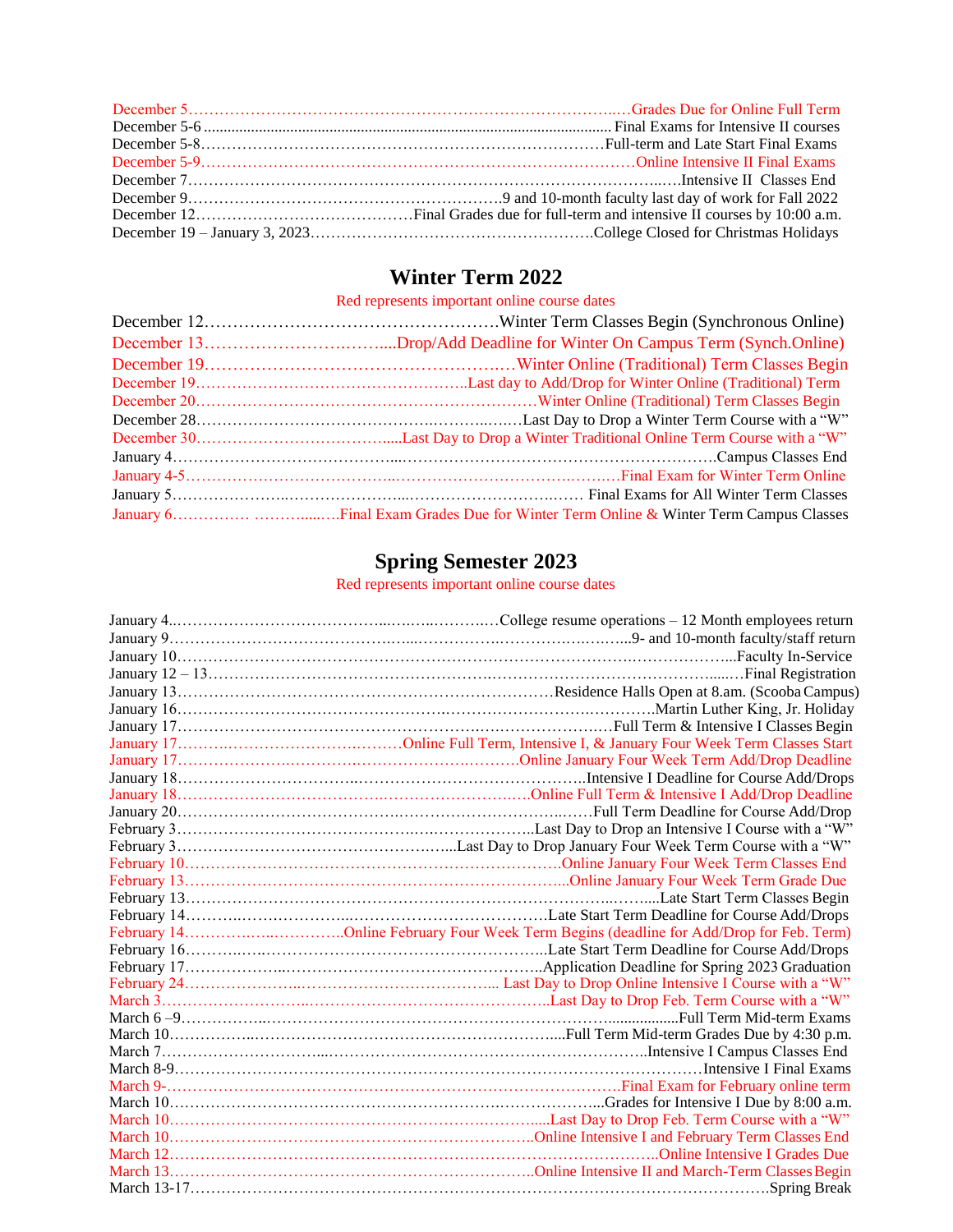| Date | Event |
|---|---|
| December 5 | Grades Due for Online Full Term |
| December 5-6 | Final Exams for Intensive II courses |
| December 5-8 | Full-term and Late Start Final Exams |
| December 5-9 | Online Intensive II Final Exams |
| December 7 | Intensive II Classes End |
| December 9 | 9 and 10-month faculty last day of work for Fall 2022 |
| December 12 | Final Grades due for full-term and intensive II courses by 10:00 a.m. |
| December 19 – January 3, 2023 | College Closed for Christmas Holidays |

## Winter Term 2022

Red represents important online course dates

| Date | Event |
|---|---|
| December 12 | Winter Term Classes Begin (Synchronous Online) |
| December 13 | Drop/Add Deadline for Winter On Campus Term (Synch.Online) |
| December 19 | Winter Online (Traditional) Term Classes Begin |
| December 19 | Last day to Add/Drop for Winter Online (Traditional) Term |
| December 20 | Winter Online (Traditional) Term Classes Begin |
| December 28 | Last Day to Drop a Winter Term Course with a "W" |
| December 30 | Last Day to Drop a Winter Traditional Online Term Course with a "W" |
| January 4 | Campus Classes End |
| January 4-5 | Final Exam for Winter Term Online |
| January 5 | Final Exams for All Winter Term Classes |
| January 6 | Final Exam Grades Due for Winter Term Online & Winter Term Campus Classes |

## Spring Semester 2023

Red represents important online course dates

| Date | Event |
|---|---|
| January 4 | College resume operations – 12 Month employees return |
| January 9 | 9- and 10-month faculty/staff return |
| January 10 | Faculty In-Service |
| January 12 – 13 | Final Registration |
| January 13 | Residence Halls Open at 8am. (Scooba Campus) |
| January 16 | Martin Luther King, Jr. Holiday |
| January 17 | Full Term & Intensive I Classes Begin |
| January 17 | Online Full Term, Intensive I, & January Four Week Term Classes Start |
| January 17 | Online January Four Week Term Add/Drop Deadline |
| January 18 | Intensive I Deadline for Course Add/Drops |
| January 18 | Online Full Term & Intensive I Add/Drop Deadline |
| January 20 | Full Term Deadline for Course Add/Drop |
| February 3 | Last Day to Drop an Intensive I Course with a "W" |
| February 3 | Last Day to Drop January Four Week Term Course with a "W" |
| February 10 | Online January Four Week Term Classes End |
| February 13 | Online January Four Week Term Grade Due |
| February 13 | Late Start Term Classes Begin |
| February 14 | Late Start Term Deadline for Course Add/Drops |
| February 14 | Online February Four Week Term Begins (deadline for Add/Drop for Feb. Term) |
| February 16 | Late Start Term Deadline for Course Add/Drops |
| February 17 | Application Deadline for Spring 2023 Graduation |
| February 24 | Last Day to Drop Online Intensive I Course with a "W" |
| March 3 | Last Day to Drop Feb. Term Course with a "W" |
| March 6 –9 | Full Term Mid-term Exams |
| March 10 | Full Term Mid-term Grades Due by 4:30 p.m. |
| March 7 | Intensive I Campus Classes End |
| March 8-9 | Intensive I Final Exams |
| March 9- | Final Exam for February online term |
| March 10 | Grades for Intensive I Due by 8:00 a.m. |
| March 10 | Last Day to Drop Feb. Term Course with a "W" |
| March 10 | Online Intensive I and February Term Classes End |
| March 12 | Online Intensive I Grades Due |
| March 13 | Online Intensive II and March-Term Classes Begin |
| March 13-17 | Spring Break |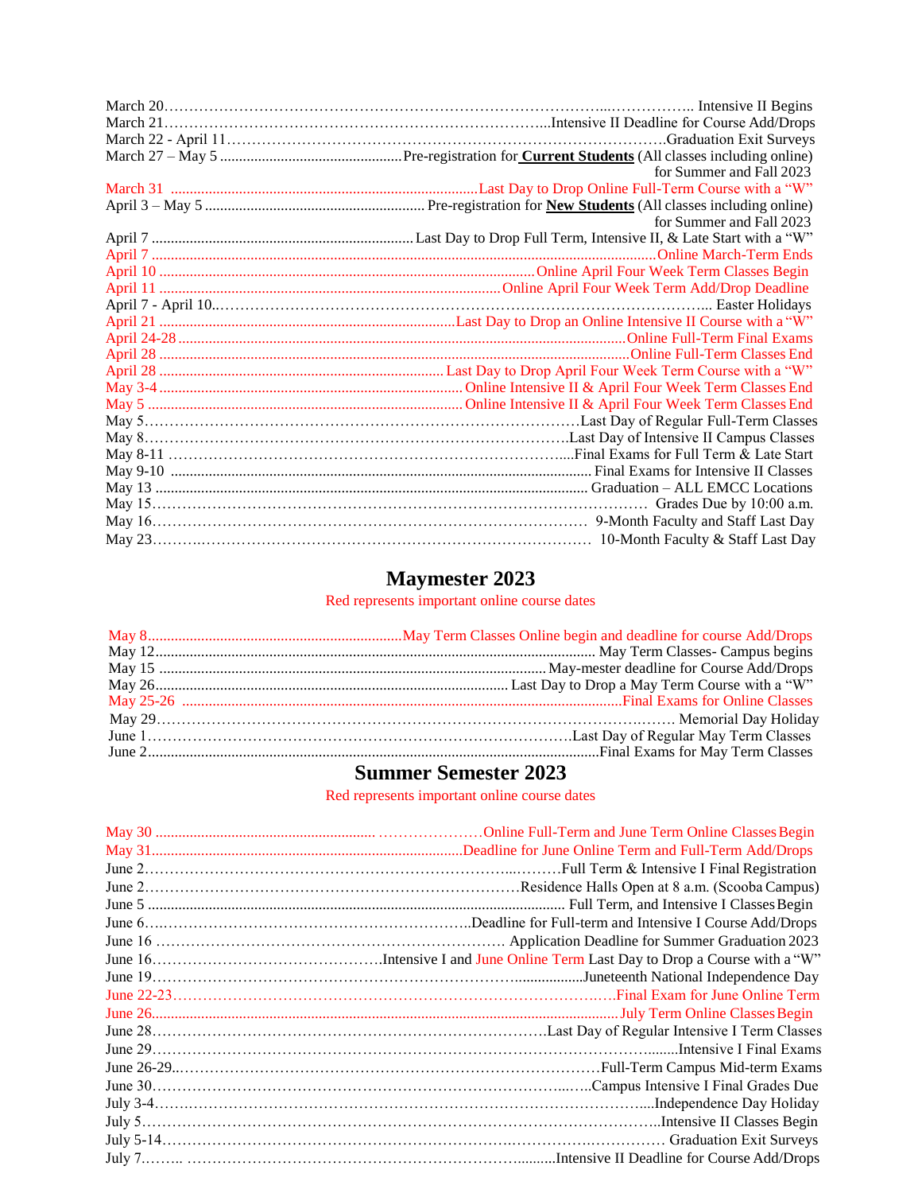March 20 .......... Intensive II Begins
March 21 .......... Intensive II Deadline for Course Add/Drops
March 22 - April 11 .......... Graduation Exit Surveys
March 27 – May 5 .......... Pre-registration for **Current Students** (All classes including online) for Summer and Fall 2023
March 31 .......... Last Day to Drop Online Full-Term Course with a "W"
April 3 – May 5 .......... Pre-registration for **New Students** (All classes including online) for Summer and Fall 2023
April 7 .......... Last Day to Drop Full Term, Intensive II, & Late Start with a "W"
April 7 .......... Online March-Term Ends
April 10 .......... Online April Four Week Term Classes Begin
April 11 .......... Online April Four Week Term Add/Drop Deadline
April 7 - April 10 .......... Easter Holidays
April 21 .......... Last Day to Drop an Online Intensive II Course with a "W"
April 24-28 .......... Online Full-Term Final Exams
April 28 .......... Online Full-Term Classes End
April 28 .......... Last Day to Drop April Four Week Term Course with a "W"
May 3-4 .......... Online Intensive II & April Four Week Term Classes End
May 5 .......... Online Intensive II & April Four Week Term Classes End
May 5 .......... Last Day of Regular Full-Term Classes
May 8 .......... Last Day of Intensive II Campus Classes
May 8-11 .......... Final Exams for Full Term & Late Start
May 9-10 .......... Final Exams for Intensive II Classes
May 13 .......... Graduation – ALL EMCC Locations
May 15 .......... Grades Due by 10:00 a.m.
May 16 .......... 9-Month Faculty and Staff Last Day
May 23 .......... 10-Month Faculty & Staff Last Day

## Maymester 2023

Red represents important online course dates

May 8 .......... May Term Classes Online begin and deadline for course Add/Drops
May 12 .......... May Term Classes- Campus begins
May 15 .......... May-mester deadline for Course Add/Drops
May 26 .......... Last Day to Drop a May Term Course with a "W"
May 25-26 .......... Final Exams for Online Classes
May 29 .......... Memorial Day Holiday
June 1 .......... Last Day of Regular May Term Classes
June 2 .......... Final Exams for May Term Classes

## Summer Semester 2023

Red represents important online course dates

May 30 .......... Online Full-Term and June Term Online Classes Begin
May 31 .......... Deadline for June Online Term and Full-Term Add/Drops
June 2 .......... Full Term & Intensive I Final Registration
June 2 .......... Residence Halls Open at 8 a.m. (Scooba Campus)
June 5 .......... Full Term, and Intensive I Classes Begin
June 6 .......... Deadline for Full-term and Intensive I Course Add/Drops
June 16 .......... Application Deadline for Summer Graduation 2023
June 16 .......... Intensive I and June Online Term Last Day to Drop a Course with a "W"
June 19 .......... Juneteenth National Independence Day
June 22-23 .......... Final Exam for June Online Term
June 26 .......... July Term Online Classes Begin
June 28 .......... Last Day of Regular Intensive I Term Classes
June 29 .......... Intensive I Final Exams
June 26-29 .......... Full-Term Campus Mid-term Exams
June 30 .......... Campus Intensive I Final Grades Due
July 3-4 .......... Independence Day Holiday
July 5 .......... Intensive II Classes Begin
July 5-14 .......... Graduation Exit Surveys
July 7 .......... Intensive II Deadline for Course Add/Drops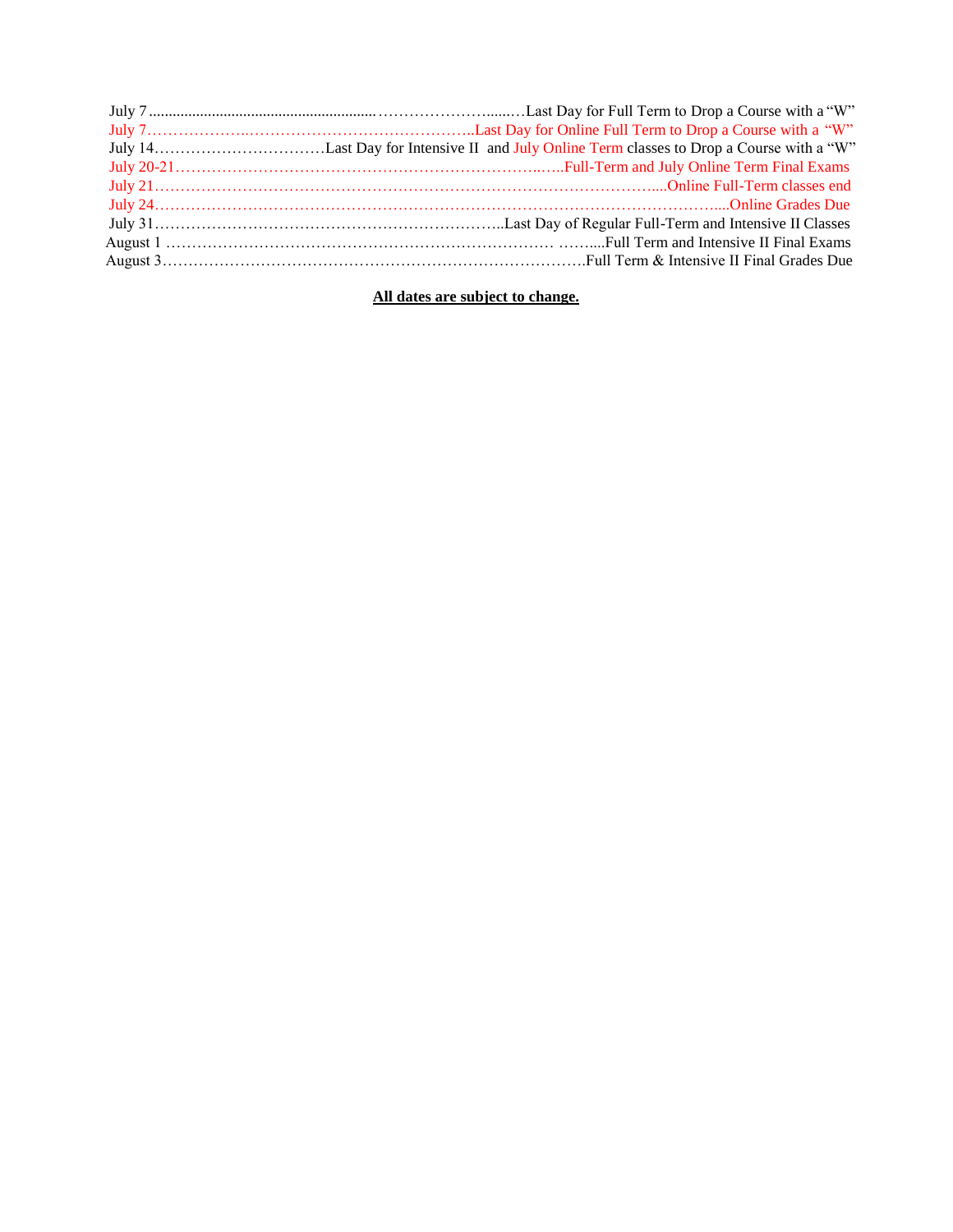July 7 ……………………………………………………Last Day for Full Term to Drop a Course with a "W"

July 7……………………………………………………..Last Day for Online Full Term to Drop a Course with a "W"

July 14……………………………Last Day for Intensive II and July Online Term classes to Drop a Course with a "W"

July 20-21……………………………………………………………..…..Full-Term and July Online Term Final Exams

July 21……………………………………………………………………………………....Online Full-Term classes end

July 24……………………………………………………………………………………………....Online Grades Due

July 31…………………………………………………………..Last Day of Regular Full-Term and Intensive II Classes

August 1 ………………………………………………………………… ……....Full Term and Intensive II Final Exams

August 3……………………………………………………………………….Full Term & Intensive II Final Grades Due

**All dates are subject to change.**